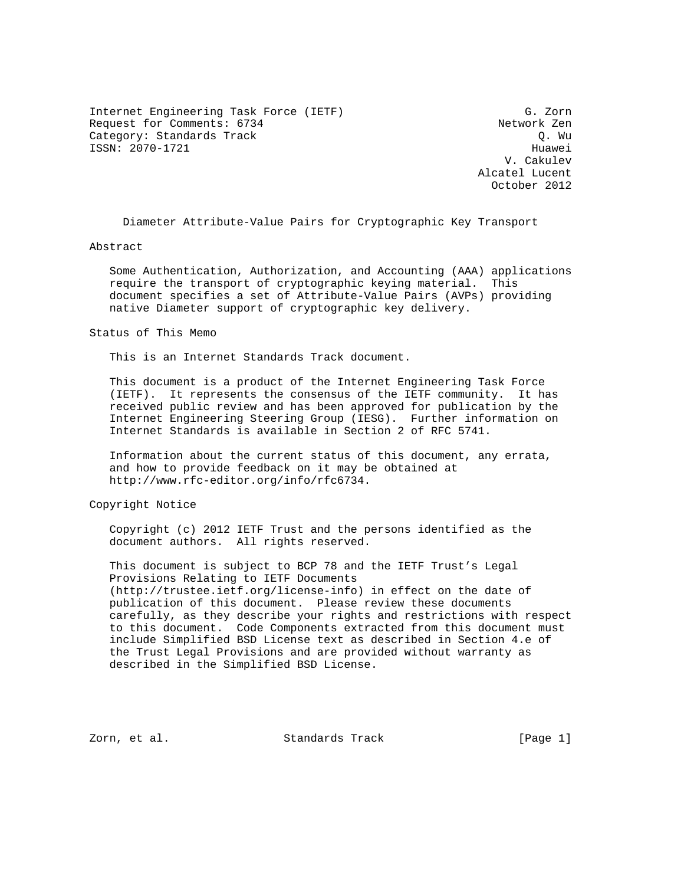Internet Engineering Task Force (IETF) G. Zorn
Request for Comments: 6734 Network Zen
Category: Standards Track Q. Wu
ISSN: 2070-1721 Huawei
V. Cakulev
Alcatel Lucent
October 2012

# Diameter Attribute-Value Pairs for Cryptographic Key Transport

## Abstract

Some Authentication, Authorization, and Accounting (AAA) applications require the transport of cryptographic keying material. This document specifies a set of Attribute-Value Pairs (AVPs) providing native Diameter support of cryptographic key delivery.

## Status of This Memo

This is an Internet Standards Track document.

This document is a product of the Internet Engineering Task Force (IETF). It represents the consensus of the IETF community. It has received public review and has been approved for publication by the Internet Engineering Steering Group (IESG). Further information on Internet Standards is available in Section 2 of RFC 5741.

Information about the current status of this document, any errata, and how to provide feedback on it may be obtained at http://www.rfc-editor.org/info/rfc6734.

## Copyright Notice

Copyright (c) 2012 IETF Trust and the persons identified as the document authors. All rights reserved.

This document is subject to BCP 78 and the IETF Trust's Legal Provisions Relating to IETF Documents (http://trustee.ietf.org/license-info) in effect on the date of publication of this document. Please review these documents carefully, as they describe your rights and restrictions with respect to this document. Code Components extracted from this document must include Simplified BSD License text as described in Section 4.e of the Trust Legal Provisions and are provided without warranty as described in the Simplified BSD License.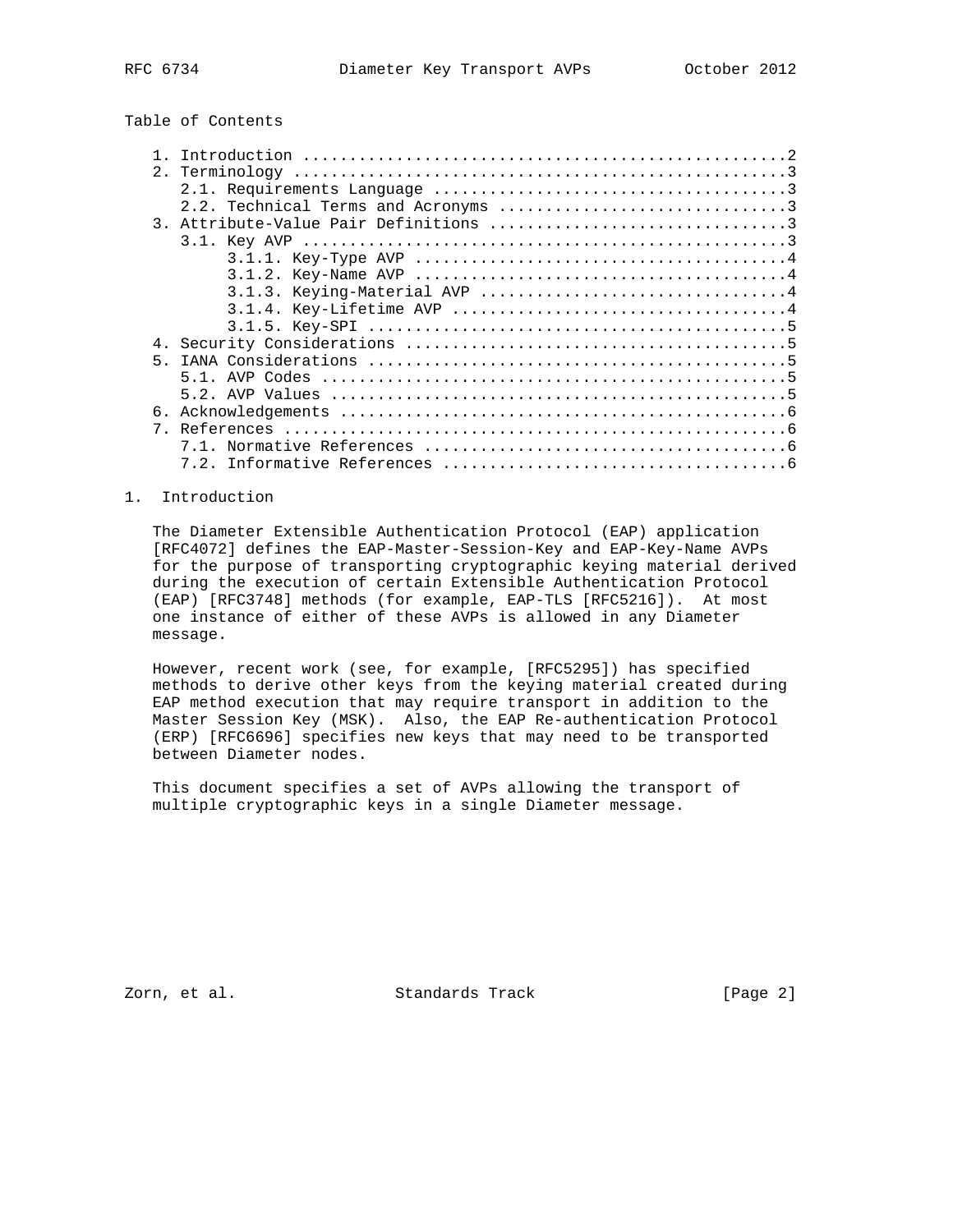Table of Contents

```
   1. Introduction ....................................................2
   2. Terminology .....................................................3
      2.1. Requirements Language ......................................3
      2.2. Technical Terms and Acronyms ...............................3
   3. Attribute-Value Pair Definitions ................................3
      3.1. Key AVP ....................................................3
           3.1.1. Key-Type AVP ........................................4
           3.1.2. Key-Name AVP ........................................4
           3.1.3. Keying-Material AVP .................................4
           3.1.4. Key-Lifetime AVP ....................................4
           3.1.5. Key-SPI .............................................5
   4. Security Considerations .........................................5
   5. IANA Considerations .............................................5
      5.1. AVP Codes ..................................................5
      5.2. AVP Values .................................................5
   6. Acknowledgements ................................................6
   7. References ......................................................6
      7.1. Normative References .......................................6
      7.2. Informative References .....................................6
```

# 1. Introduction

The Diameter Extensible Authentication Protocol (EAP) application [RFC4072] defines the EAP-Master-Session-Key and EAP-Key-Name AVPs for the purpose of transporting cryptographic keying material derived during the execution of certain Extensible Authentication Protocol (EAP) [RFC3748] methods (for example, EAP-TLS [RFC5216]). At most one instance of either of these AVPs is allowed in any Diameter message.

However, recent work (see, for example, [RFC5295]) has specified methods to derive other keys from the keying material created during EAP method execution that may require transport in addition to the Master Session Key (MSK). Also, the EAP Re-authentication Protocol (ERP) [RFC6696] specifies new keys that may need to be transported between Diameter nodes.

This document specifies a set of AVPs allowing the transport of multiple cryptographic keys in a single Diameter message.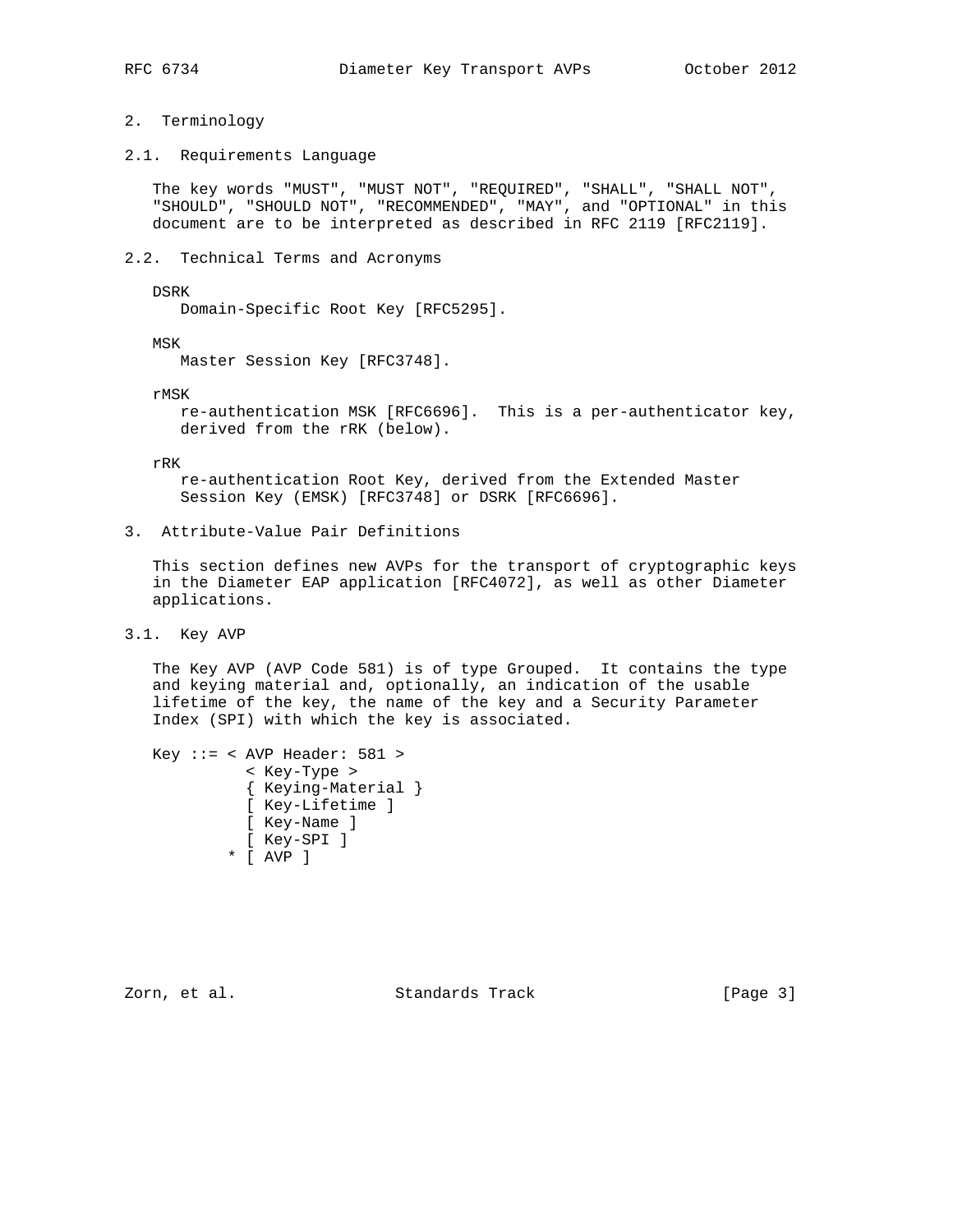## 2. Terminology

### 2.1. Requirements Language

The key words "MUST", "MUST NOT", "REQUIRED", "SHALL", "SHALL NOT", "SHOULD", "SHOULD NOT", "RECOMMENDED", "MAY", and "OPTIONAL" in this document are to be interpreted as described in RFC 2119 [RFC2119].

### 2.2. Technical Terms and Acronyms

DSRK
  Domain-Specific Root Key [RFC5295].

MSK
  Master Session Key [RFC3748].

rMSK
  re-authentication MSK [RFC6696]. This is a per-authenticator key, derived from the rRK (below).

rRK
  re-authentication Root Key, derived from the Extended Master Session Key (EMSK) [RFC3748] or DSRK [RFC6696].

## 3. Attribute-Value Pair Definitions

This section defines new AVPs for the transport of cryptographic keys in the Diameter EAP application [RFC4072], as well as other Diameter applications.

### 3.1. Key AVP

The Key AVP (AVP Code 581) is of type Grouped. It contains the type and keying material and, optionally, an indication of the usable lifetime of the key, the name of the key and a Security Parameter Index (SPI) with which the key is associated.

```
Key ::= < AVP Header: 581 >
          < Key-Type >
          { Keying-Material }
          [ Key-Lifetime ]
          [ Key-Name ]
          [ Key-SPI ]
        * [ AVP ]
```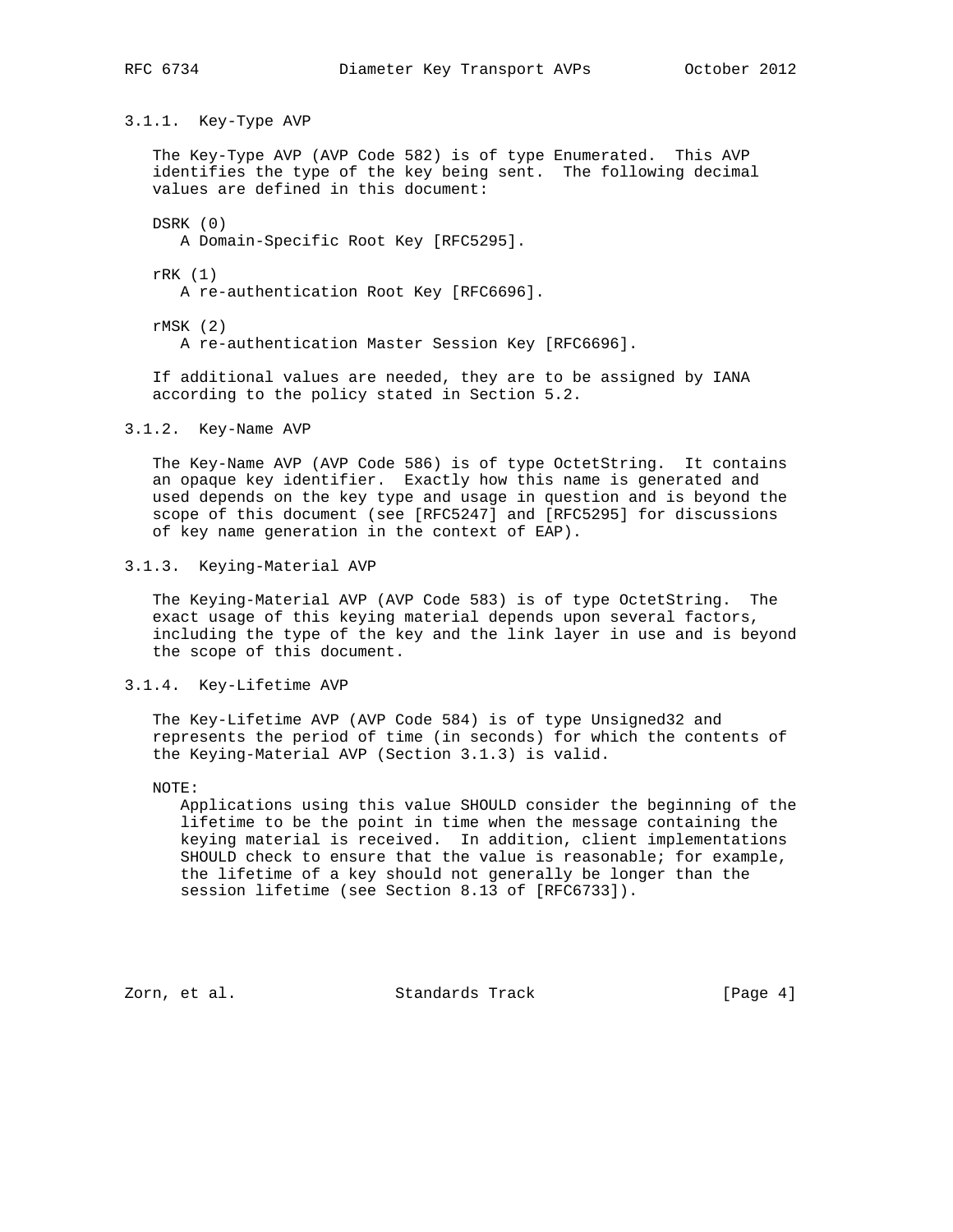#### 3.1.1. Key-Type AVP

The Key-Type AVP (AVP Code 582) is of type Enumerated. This AVP identifies the type of the key being sent. The following decimal values are defined in this document:

DSRK (0)
: A Domain-Specific Root Key [RFC5295].

rRK (1)
: A re-authentication Root Key [RFC6696].

rMSK (2)
: A re-authentication Master Session Key [RFC6696].

If additional values are needed, they are to be assigned by IANA according to the policy stated in Section 5.2.

#### 3.1.2. Key-Name AVP

The Key-Name AVP (AVP Code 586) is of type OctetString. It contains an opaque key identifier. Exactly how this name is generated and used depends on the key type and usage in question and is beyond the scope of this document (see [RFC5247] and [RFC5295] for discussions of key name generation in the context of EAP).

#### 3.1.3. Keying-Material AVP

The Keying-Material AVP (AVP Code 583) is of type OctetString. The exact usage of this keying material depends upon several factors, including the type of the key and the link layer in use and is beyond the scope of this document.

#### 3.1.4. Key-Lifetime AVP

The Key-Lifetime AVP (AVP Code 584) is of type Unsigned32 and represents the period of time (in seconds) for which the contents of the Keying-Material AVP (Section 3.1.3) is valid.

NOTE:
: Applications using this value SHOULD consider the beginning of the lifetime to be the point in time when the message containing the keying material is received. In addition, client implementations SHOULD check to ensure that the value is reasonable; for example, the lifetime of a key should not generally be longer than the session lifetime (see Section 8.13 of [RFC6733]).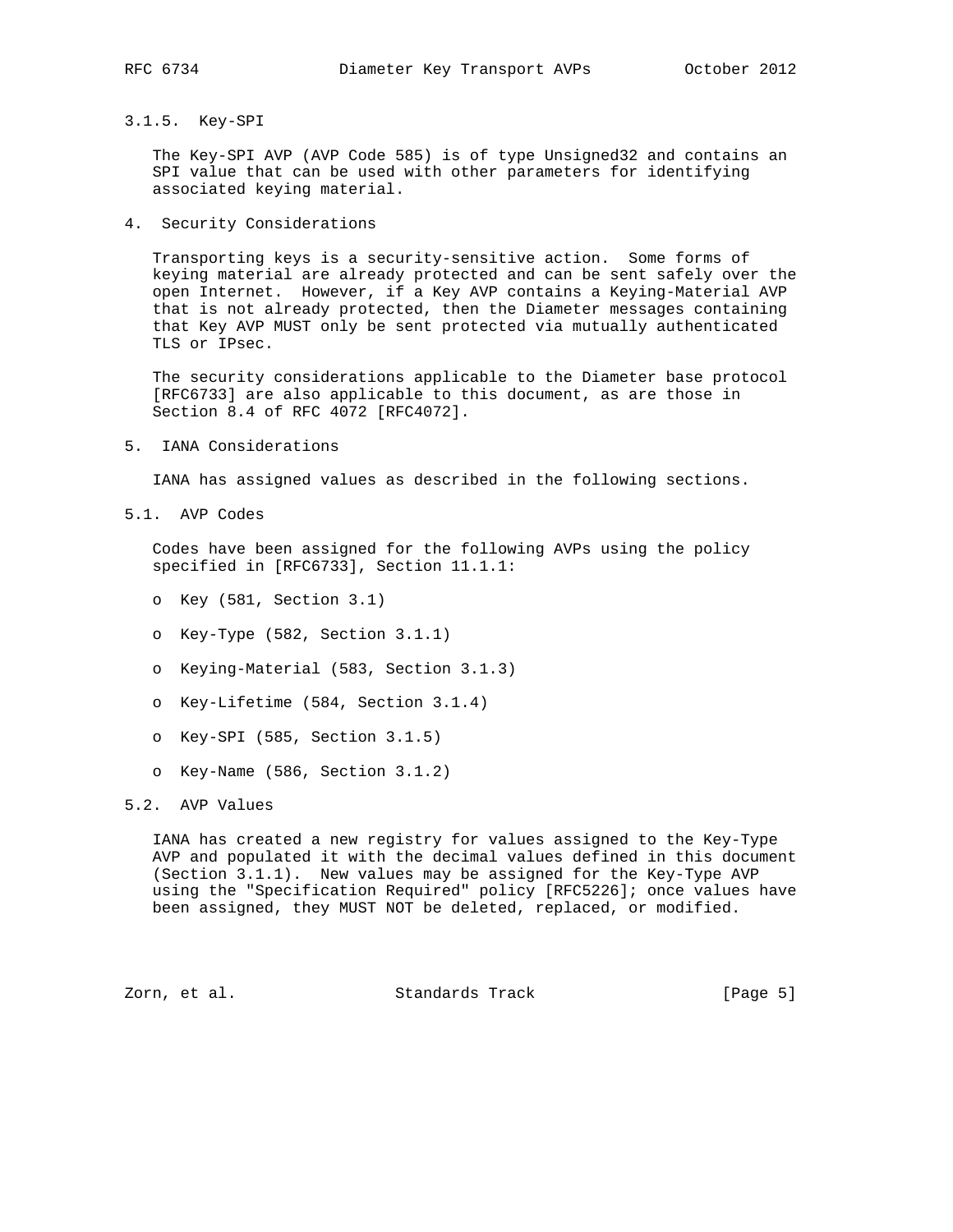### 3.1.5. Key-SPI

The Key-SPI AVP (AVP Code 585) is of type Unsigned32 and contains an SPI value that can be used with other parameters for identifying associated keying material.

## 4. Security Considerations

Transporting keys is a security-sensitive action. Some forms of keying material are already protected and can be sent safely over the open Internet. However, if a Key AVP contains a Keying-Material AVP that is not already protected, then the Diameter messages containing that Key AVP MUST only be sent protected via mutually authenticated TLS or IPsec.

The security considerations applicable to the Diameter base protocol [RFC6733] are also applicable to this document, as are those in Section 8.4 of RFC 4072 [RFC4072].

## 5. IANA Considerations

IANA has assigned values as described in the following sections.

### 5.1. AVP Codes

Codes have been assigned for the following AVPs using the policy specified in [RFC6733], Section 11.1.1:

- Key (581, Section 3.1)
- Key-Type (582, Section 3.1.1)
- Keying-Material (583, Section 3.1.3)
- Key-Lifetime (584, Section 3.1.4)
- Key-SPI (585, Section 3.1.5)
- Key-Name (586, Section 3.1.2)

### 5.2. AVP Values

IANA has created a new registry for values assigned to the Key-Type AVP and populated it with the decimal values defined in this document (Section 3.1.1). New values may be assigned for the Key-Type AVP using the "Specification Required" policy [RFC5226]; once values have been assigned, they MUST NOT be deleted, replaced, or modified.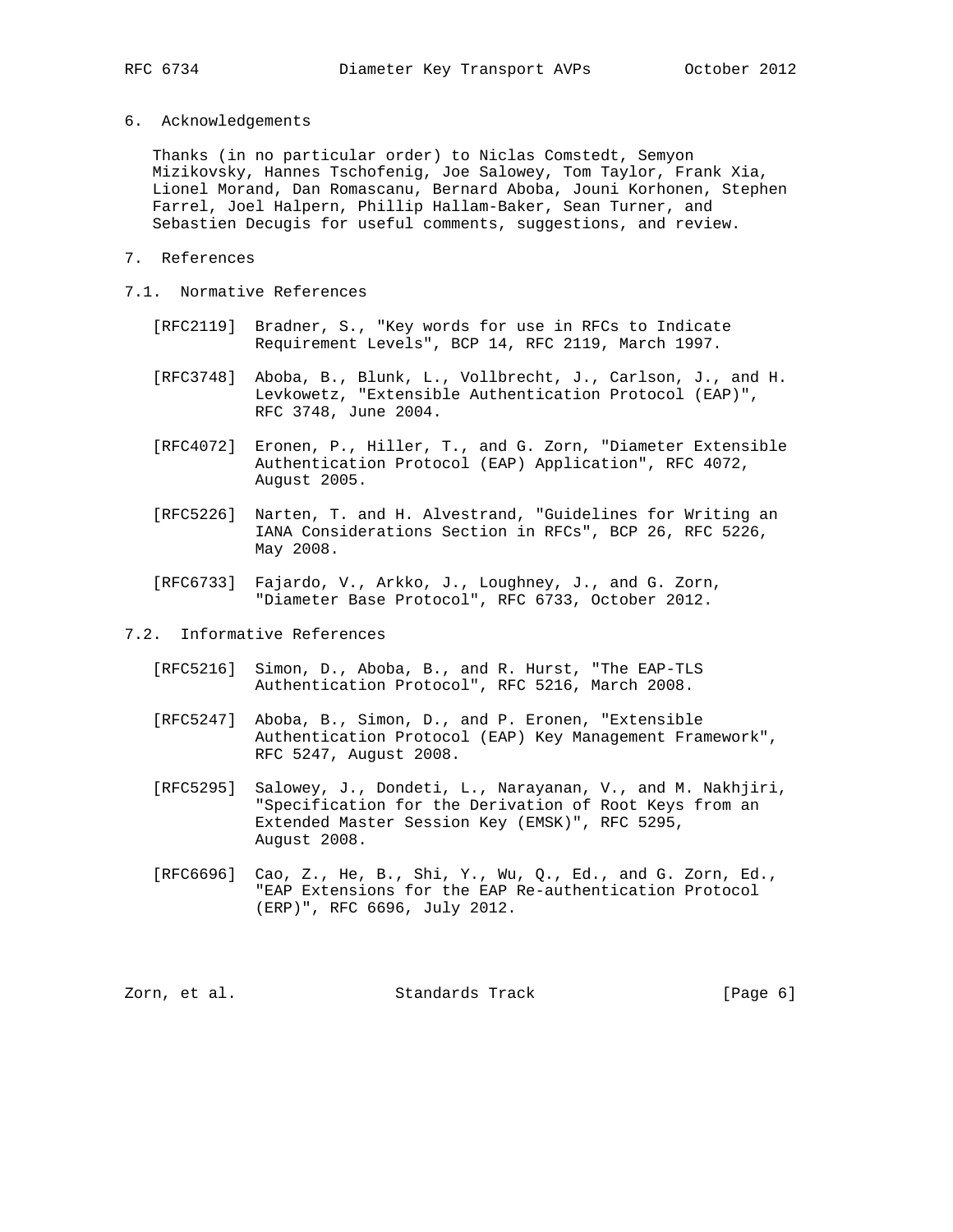## 6. Acknowledgements

Thanks (in no particular order) to Niclas Comstedt, Semyon Mizikovsky, Hannes Tschofenig, Joe Salowey, Tom Taylor, Frank Xia, Lionel Morand, Dan Romascanu, Bernard Aboba, Jouni Korhonen, Stephen Farrel, Joel Halpern, Phillip Hallam-Baker, Sean Turner, and Sebastien Decugis for useful comments, suggestions, and review.

## 7. References

### 7.1. Normative References

[RFC2119] Bradner, S., "Key words for use in RFCs to Indicate Requirement Levels", BCP 14, RFC 2119, March 1997.

[RFC3748] Aboba, B., Blunk, L., Vollbrecht, J., Carlson, J., and H. Levkowetz, "Extensible Authentication Protocol (EAP)", RFC 3748, June 2004.

[RFC4072] Eronen, P., Hiller, T., and G. Zorn, "Diameter Extensible Authentication Protocol (EAP) Application", RFC 4072, August 2005.

[RFC5226] Narten, T. and H. Alvestrand, "Guidelines for Writing an IANA Considerations Section in RFCs", BCP 26, RFC 5226, May 2008.

[RFC6733] Fajardo, V., Arkko, J., Loughney, J., and G. Zorn, "Diameter Base Protocol", RFC 6733, October 2012.

### 7.2. Informative References

[RFC5216] Simon, D., Aboba, B., and R. Hurst, "The EAP-TLS Authentication Protocol", RFC 5216, March 2008.

[RFC5247] Aboba, B., Simon, D., and P. Eronen, "Extensible Authentication Protocol (EAP) Key Management Framework", RFC 5247, August 2008.

[RFC5295] Salowey, J., Dondeti, L., Narayanan, V., and M. Nakhjiri, "Specification for the Derivation of Root Keys from an Extended Master Session Key (EMSK)", RFC 5295, August 2008.

[RFC6696] Cao, Z., He, B., Shi, Y., Wu, Q., Ed., and G. Zorn, Ed., "EAP Extensions for the EAP Re-authentication Protocol (ERP)", RFC 6696, July 2012.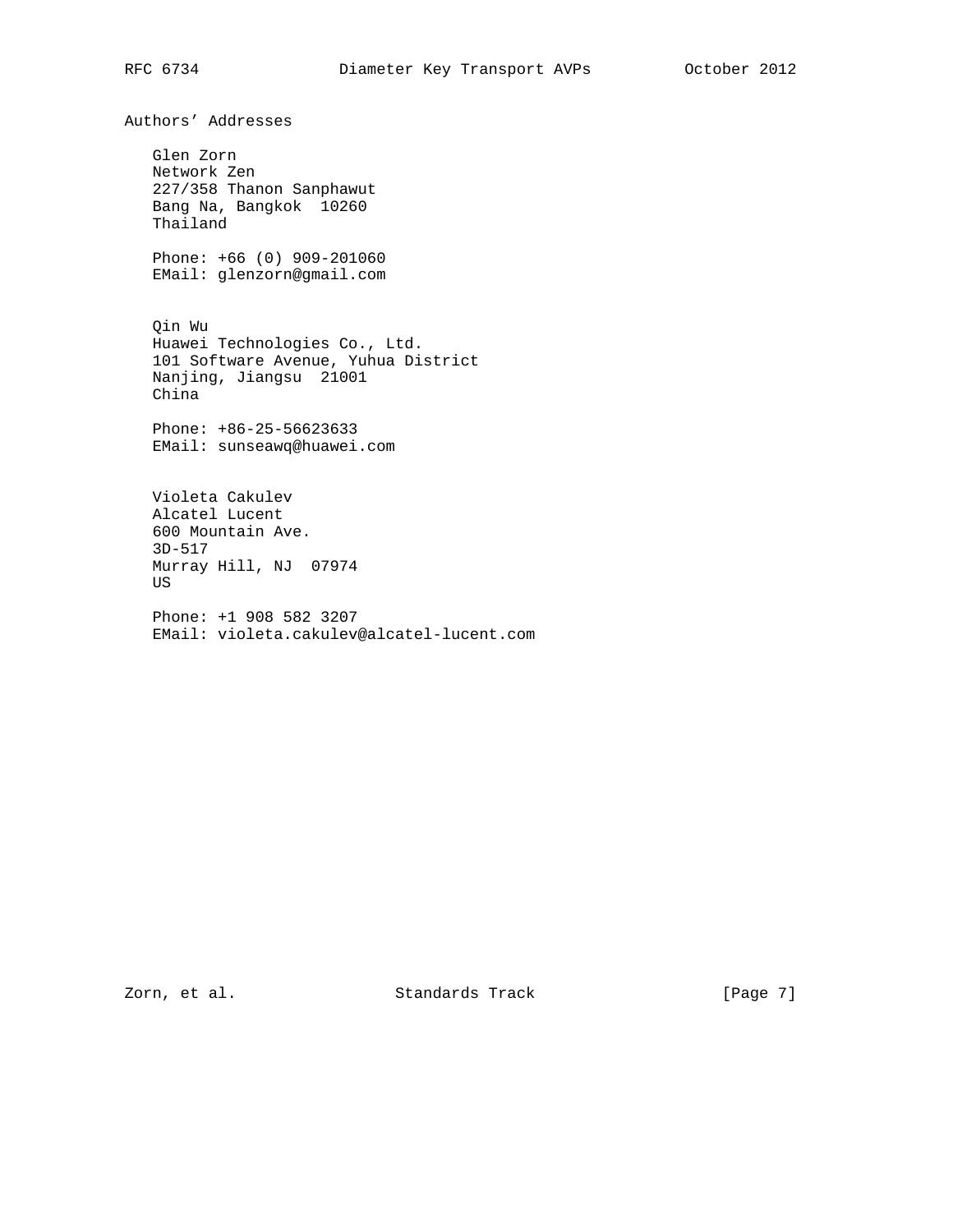## Authors' Addresses

Glen Zorn
Network Zen
227/358 Thanon Sanphawut
Bang Na, Bangkok  10260
Thailand

Phone: +66 (0) 909-201060
EMail: glenzorn@gmail.com

Qin Wu
Huawei Technologies Co., Ltd.
101 Software Avenue, Yuhua District
Nanjing, Jiangsu  21001
China

Phone: +86-25-56623633
EMail: sunseawq@huawei.com

Violeta Cakulev
Alcatel Lucent
600 Mountain Ave.
3D-517
Murray Hill, NJ  07974
US

Phone: +1 908 582 3207
EMail: violeta.cakulev@alcatel-lucent.com